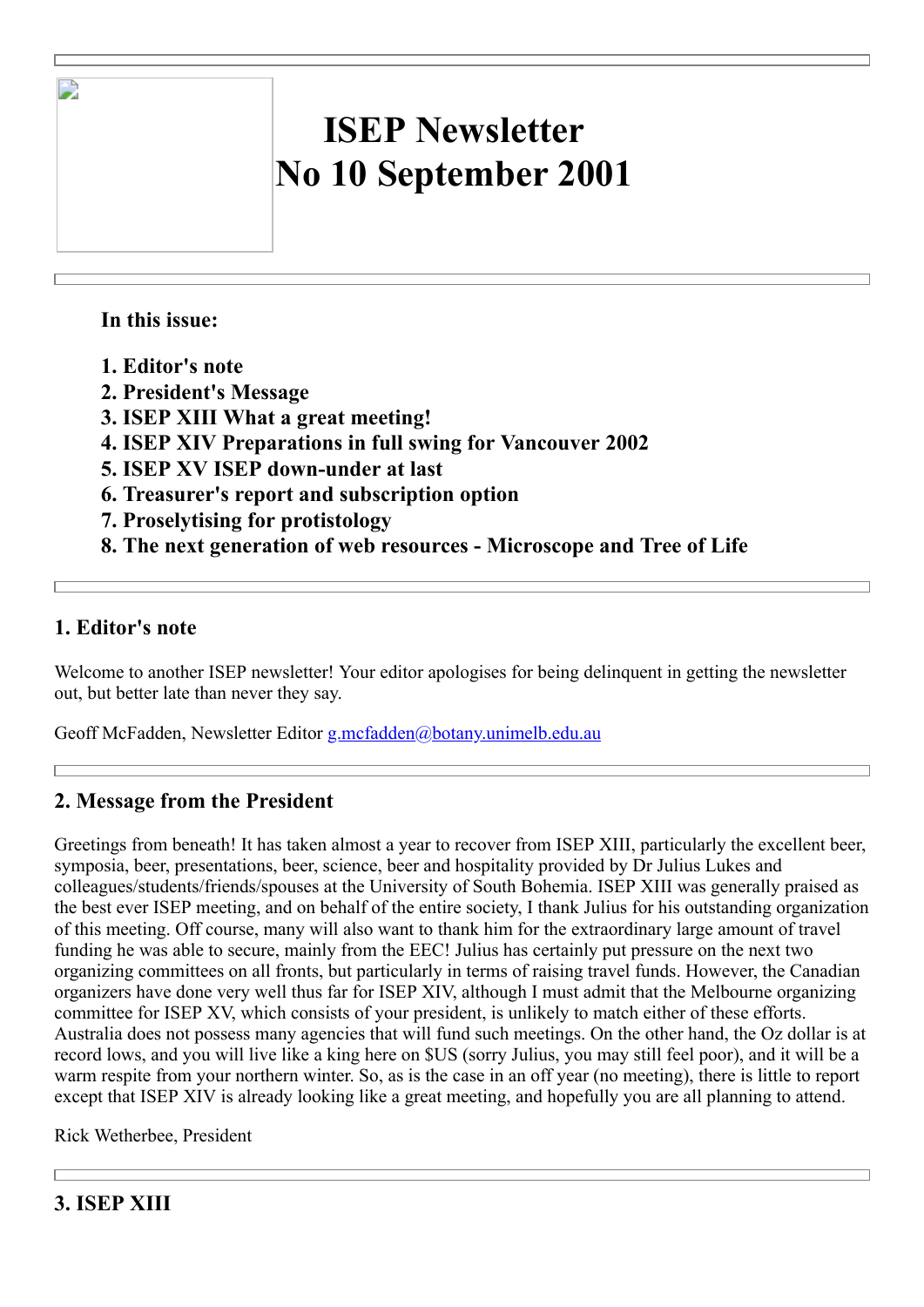# ISEP Newsletter
# No 10 September 2001

**In this issue:**

**1. Editor's note**
**2. President's Message**
**3. ISEP XIII What a great meeting!**
**4. ISEP XIV Preparations in full swing for Vancouver 2002**
**5. ISEP XV ISEP down-under at last**
**6. Treasurer's report and subscription option**
**7. Proselytising for protistology**
**8. The next generation of web resources - Microscope and Tree of Life**

---

## 1. Editor's note

Welcome to another ISEP newsletter! Your editor apologises for being delinquent in getting the newsletter out, but better late than never they say.

Geoff McFadden, Newsletter Editor g.mcfadden@botany.unimelb.edu.au

---

## 2. Message from the President

Greetings from beneath! It has taken almost a year to recover from ISEP XIII, particularly the excellent beer, symposia, beer, presentations, beer, science, beer and hospitality provided by Dr Julius Lukes and colleagues/students/friends/spouses at the University of South Bohemia. ISEP XIII was generally praised as the best ever ISEP meeting, and on behalf of the entire society, I thank Julius for his outstanding organization of this meeting. Off course, many will also want to thank him for the extraordinary large amount of travel funding he was able to secure, mainly from the EEC! Julius has certainly put pressure on the next two organizing committees on all fronts, but particularly in terms of raising travel funds. However, the Canadian organizers have done very well thus far for ISEP XIV, although I must admit that the Melbourne organizing committee for ISEP XV, which consists of your president, is unlikely to match either of these efforts. Australia does not possess many agencies that will fund such meetings. On the other hand, the Oz dollar is at record lows, and you will live like a king here on $US (sorry Julius, you may still feel poor), and it will be a warm respite from your northern winter. So, as is the case in an off year (no meeting), there is little to report except that ISEP XIV is already looking like a great meeting, and hopefully you are all planning to attend.

Rick Wetherbee, President

---

## 3. ISEP XIII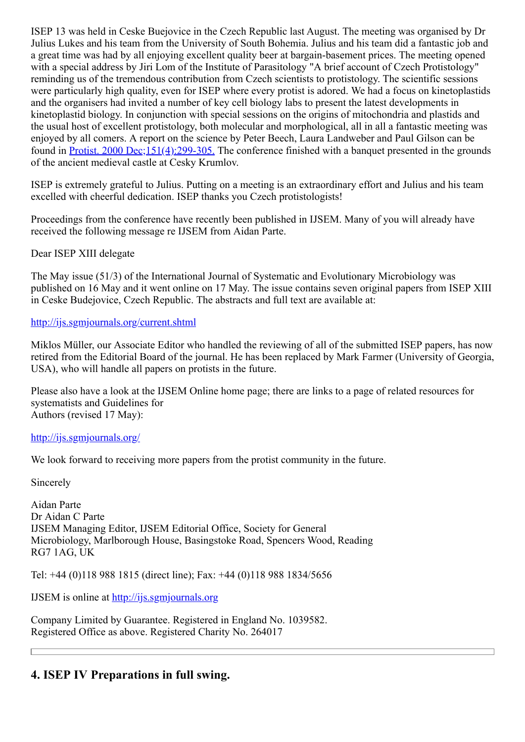ISEP 13 was held in Ceske Buejovice in the Czech Republic last August. The meeting was organised by Dr Julius Lukes and his team from the University of South Bohemia. Julius and his team did a fantastic job and a great time was had by all enjoying excellent quality beer at bargain-basement prices. The meeting opened with a special address by Jiri Lom of the Institute of Parasitology "A brief account of Czech Protistology" reminding us of the tremendous contribution from Czech scientists to protistology. The scientific sessions were particularly high quality, even for ISEP where every protist is adored. We had a focus on kinetoplastids and the organisers had invited a number of key cell biology labs to present the latest developments in kinetoplastid biology. In conjunction with special sessions on the origins of mitochondria and plastids and the usual host of excellent protistology, both molecular and morphological, all in all a fantastic meeting was enjoyed by all comers. A report on the science by Peter Beech, Laura Landweber and Paul Gilson can be found in [Protist. 2000 Dec;151(4):299-305.] The conference finished with a banquet presented in the grounds of the ancient medieval castle at Cesky Krumlov.

ISEP is extremely grateful to Julius. Putting on a meeting is an extraordinary effort and Julius and his team excelled with cheerful dedication. ISEP thanks you Czech protistologists!

Proceedings from the conference have recently been published in IJSEM. Many of you will already have received the following message re IJSEM from Aidan Parte.

Dear ISEP XIII delegate

The May issue (51/3) of the International Journal of Systematic and Evolutionary Microbiology was published on 16 May and it went online on 17 May. The issue contains seven original papers from ISEP XIII in Ceske Budejovice, Czech Republic. The abstracts and full text are available at:

http://ijs.sgmjournals.org/current.shtml

Miklos Müller, our Associate Editor who handled the reviewing of all of the submitted ISEP papers, has now retired from the Editorial Board of the journal. He has been replaced by Mark Farmer (University of Georgia, USA), who will handle all papers on protists in the future.

Please also have a look at the IJSEM Online home page; there are links to a page of related resources for systematists and Guidelines for
Authors (revised 17 May):

http://ijs.sgmjournals.org/

We look forward to receiving more papers from the protist community in the future.

Sincerely

Aidan Parte
Dr Aidan C Parte
IJSEM Managing Editor, IJSEM Editorial Office, Society for General
Microbiology, Marlborough House, Basingstoke Road, Spencers Wood, Reading
RG7 1AG, UK

Tel: +44 (0)118 988 1815 (direct line); Fax: +44 (0)118 988 1834/5656

IJSEM is online at http://ijs.sgmjournals.org

Company Limited by Guarantee. Registered in England No. 1039582.
Registered Office as above. Registered Charity No. 264017

---

## 4. ISEP IV Preparations in full swing.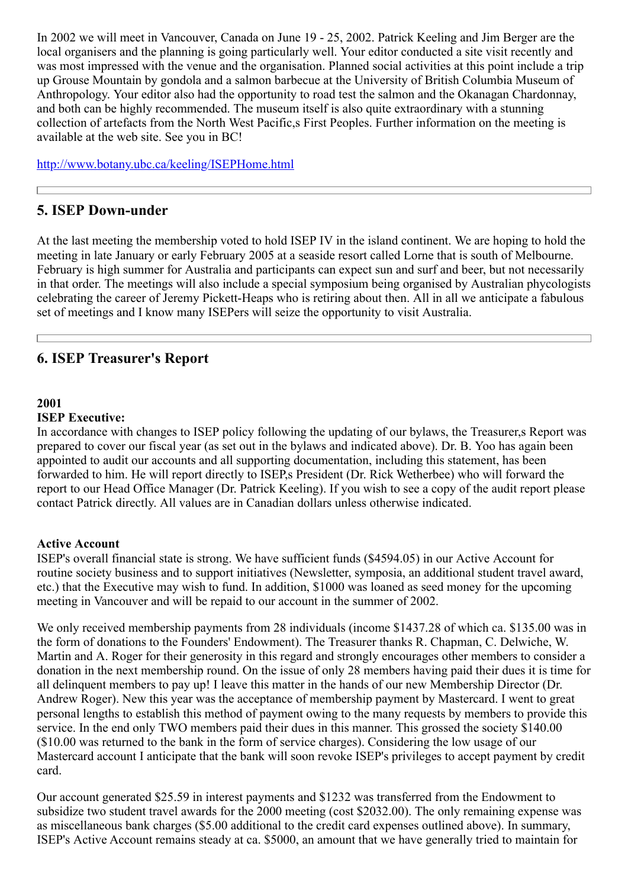In 2002 we will meet in Vancouver, Canada on June 19 - 25, 2002. Patrick Keeling and Jim Berger are the local organisers and the planning is going particularly well. Your editor conducted a site visit recently and was most impressed with the venue and the organisation. Planned social activities at this point include a trip up Grouse Mountain by gondola and a salmon barbecue at the University of British Columbia Museum of Anthropology. Your editor also had the opportunity to road test the salmon and the Okanagan Chardonnay, and both can be highly recommended. The museum itself is also quite extraordinary with a stunning collection of artefacts from the North West Pacific,s First Peoples. Further information on the meeting is available at the web site. See you in BC!

http://www.botany.ubc.ca/keeling/ISEPHome.html

---

## 5. ISEP Down-under

At the last meeting the membership voted to hold ISEP IV in the island continent. We are hoping to hold the meeting in late January or early February 2005 at a seaside resort called Lorne that is south of Melbourne. February is high summer for Australia and participants can expect sun and surf and beer, but not necessarily in that order. The meetings will also include a special symposium being organised by Australian phycologists celebrating the career of Jeremy Pickett-Heaps who is retiring about then. All in all we anticipate a fabulous set of meetings and I know many ISEPers will seize the opportunity to visit Australia.

---

## 6. ISEP Treasurer's Report

**2001**
**ISEP Executive:**
In accordance with changes to ISEP policy following the updating of our bylaws, the Treasurer,s Report was prepared to cover our fiscal year (as set out in the bylaws and indicated above). Dr. B. Yoo has again been appointed to audit our accounts and all supporting documentation, including this statement, has been forwarded to him. He will report directly to ISEP,s President (Dr. Rick Wetherbee) who will forward the report to our Head Office Manager (Dr. Patrick Keeling). If you wish to see a copy of the audit report please contact Patrick directly. All values are in Canadian dollars unless otherwise indicated.

**Active Account**
ISEP's overall financial state is strong. We have sufficient funds ($4594.05) in our Active Account for routine society business and to support initiatives (Newsletter, symposia, an additional student travel award, etc.) that the Executive may wish to fund. In addition, $1000 was loaned as seed money for the upcoming meeting in Vancouver and will be repaid to our account in the summer of 2002.

We only received membership payments from 28 individuals (income $1437.28 of which ca. $135.00 was in the form of donations to the Founders' Endowment). The Treasurer thanks R. Chapman, C. Delwiche, W. Martin and A. Roger for their generosity in this regard and strongly encourages other members to consider a donation in the next membership round. On the issue of only 28 members having paid their dues it is time for all delinquent members to pay up! I leave this matter in the hands of our new Membership Director (Dr. Andrew Roger). New this year was the acceptance of membership payment by Mastercard. I went to great personal lengths to establish this method of payment owing to the many requests by members to provide this service. In the end only TWO members paid their dues in this manner. This grossed the society $140.00 ($10.00 was returned to the bank in the form of service charges). Considering the low usage of our Mastercard account I anticipate that the bank will soon revoke ISEP's privileges to accept payment by credit card.

Our account generated $25.59 in interest payments and $1232 was transferred from the Endowment to subsidize two student travel awards for the 2000 meeting (cost $2032.00). The only remaining expense was as miscellaneous bank charges ($5.00 additional to the credit card expenses outlined above). In summary, ISEP's Active Account remains steady at ca. $5000, an amount that we have generally tried to maintain for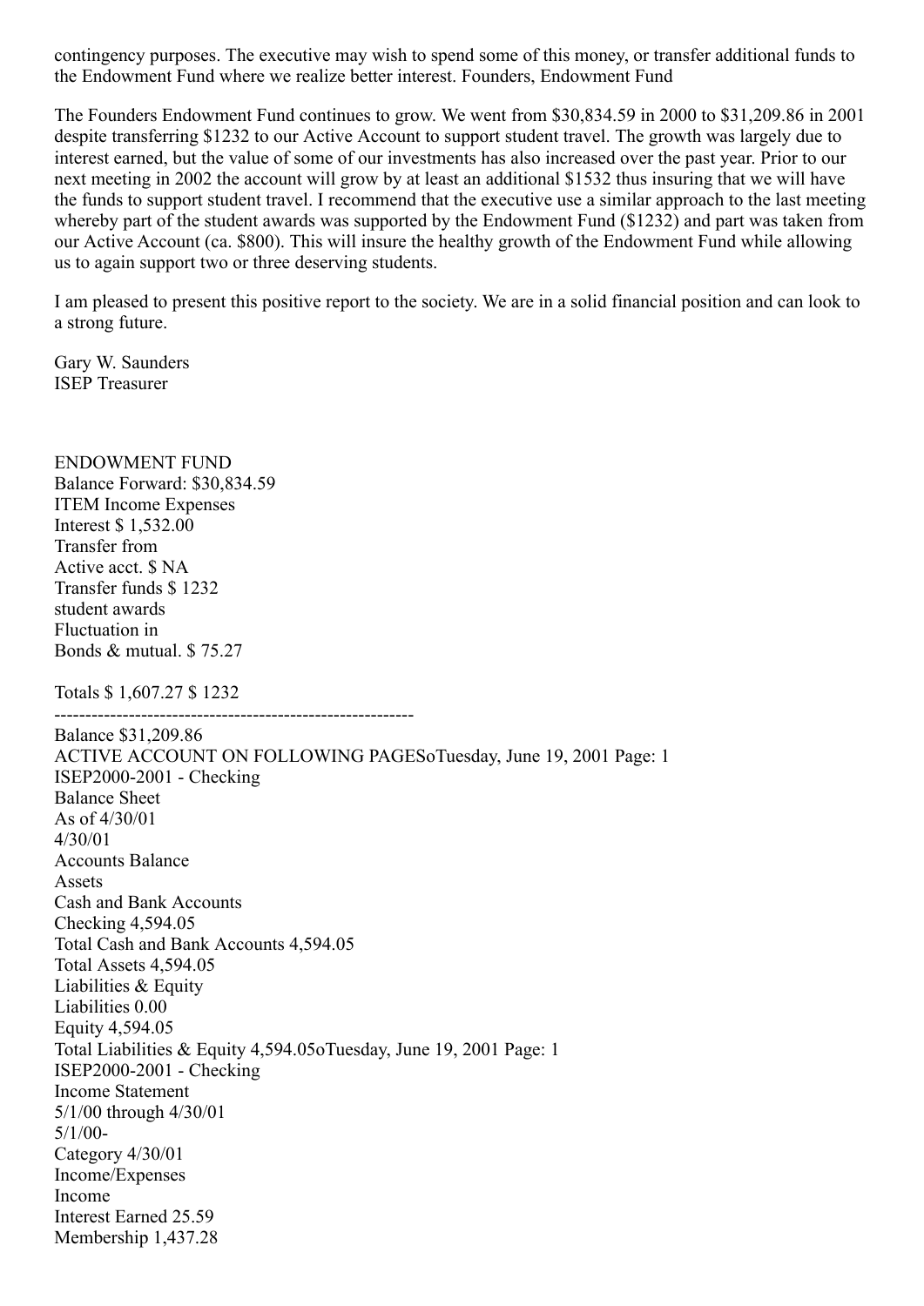contingency purposes. The executive may wish to spend some of this money, or transfer additional funds to the Endowment Fund where we realize better interest. Founders, Endowment Fund

The Founders Endowment Fund continues to grow. We went from $30,834.59 in 2000 to $31,209.86 in 2001 despite transferring $1232 to our Active Account to support student travel. The growth was largely due to interest earned, but the value of some of our investments has also increased over the past year. Prior to our next meeting in 2002 the account will grow by at least an additional $1532 thus insuring that we will have the funds to support student travel. I recommend that the executive use a similar approach to the last meeting whereby part of the student awards was supported by the Endowment Fund ($1232) and part was taken from our Active Account (ca. $800). This will insure the healthy growth of the Endowment Fund while allowing us to again support two or three deserving students.

I am pleased to present this positive report to the society. We are in a solid financial position and can look to a strong future.

Gary W. Saunders
ISEP Treasurer

ENDOWMENT FUND
Balance Forward: $30,834.59

| ITEM | Income | Expenses |
|---|---|---|
| Interest | $ 1,532.00 | |
| Transfer from Active acct. | $ NA | |
| Transfer funds student awards | | $ 1232 |
| Fluctuation in Bonds & mutual. | $ 75.27 | |
| Totals | $ 1,607.27 | $ 1232 |

----------------------------------------------------------

Balance $31,209.86

ACTIVE ACCOUNT ON FOLLOWING PAGESoTuesday, June 19, 2001 Page: 1

ISEP2000-2001 - Checking
Balance Sheet
As of 4/30/01

| Accounts | 4/30/01 Balance |
|---|---|
| Assets | |
| Cash and Bank Accounts | |
| Checking | 4,594.05 |
| Total Cash and Bank Accounts | 4,594.05 |
| Total Assets | 4,594.05 |
| Liabilities & Equity | |
| Liabilities | 0.00 |
| Equity | 4,594.05 |
| Total Liabilities & Equity | 4,594.05 |

oTuesday, June 19, 2001 Page: 1

ISEP2000-2001 - Checking
Income Statement
5/1/00 through 4/30/01

| Category | 5/1/00-4/30/01 |
|---|---|
| Income/Expenses | |
| Income | |
| Interest Earned | 25.59 |
| Membership | 1,437.28 |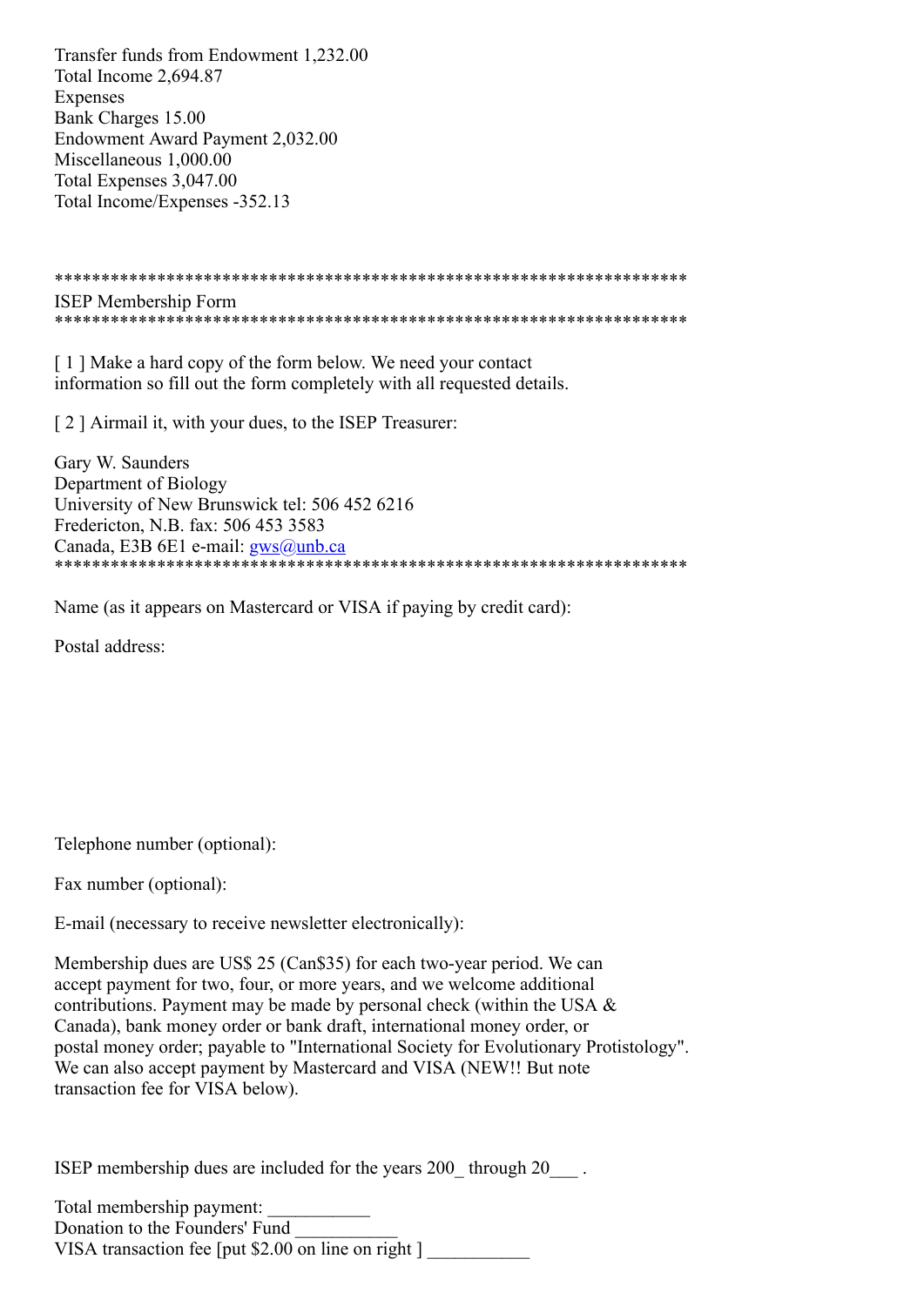Transfer funds from Endowment 1,232.00
Total Income 2,694.87
Expenses
Bank Charges 15.00
Endowment Award Payment 2,032.00
Miscellaneous 1,000.00
Total Expenses 3,047.00
Total Income/Expenses -352.13

********************************************************************
ISEP Membership Form
********************************************************************

[ 1 ] Make a hard copy of the form below. We need your contact information so fill out the form completely with all requested details.

[ 2 ] Airmail it, with your dues, to the ISEP Treasurer:

Gary W. Saunders
Department of Biology
University of New Brunswick tel: 506 452 6216
Fredericton, N.B. fax: 506 453 3583
Canada, E3B 6E1 e-mail: gws@unb.ca
********************************************************************

Name (as it appears on Mastercard or VISA if paying by credit card):

Postal address:

Telephone number (optional):

Fax number (optional):

E-mail (necessary to receive newsletter electronically):

Membership dues are US$ 25 (Can$35) for each two-year period. We can accept payment for two, four, or more years, and we welcome additional contributions. Payment may be made by personal check (within the USA & Canada), bank money order or bank draft, international money order, or postal money order; payable to "International Society for Evolutionary Protistology". We can also accept payment by Mastercard and VISA (NEW!! But note transaction fee for VISA below).

ISEP membership dues are included for the years 200_ through 20___ .

Total membership payment: ___________
Donation to the Founders' Fund ___________
VISA transaction fee [put $2.00 on line on right ] ___________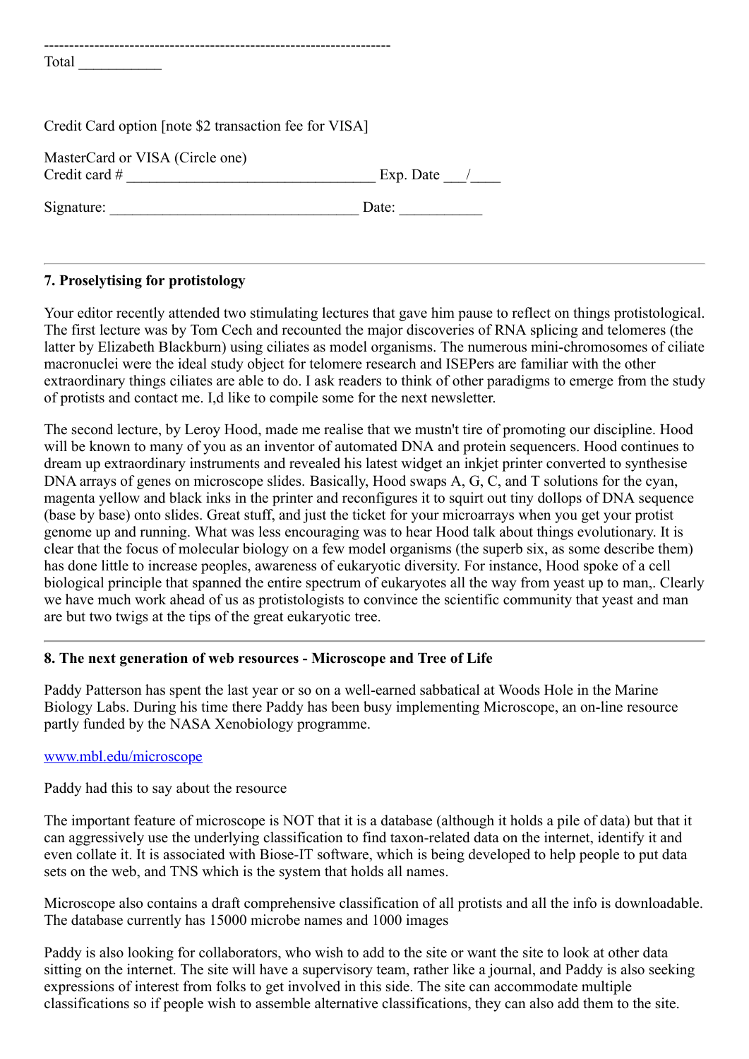---------------------------------------------------------------------
Total ___________

Credit Card option [note $2 transaction fee for VISA]

MasterCard or VISA (Circle one)
Credit card # ________________________________ Exp. Date ___/____

Signature: ________________________________ Date: ___________

---

**7. Proselytising for protistology**

Your editor recently attended two stimulating lectures that gave him pause to reflect on things protistological. The first lecture was by Tom Cech and recounted the major discoveries of RNA splicing and telomeres (the latter by Elizabeth Blackburn) using ciliates as model organisms. The numerous mini-chromosomes of ciliate macronuclei were the ideal study object for telomere research and ISEPers are familiar with the other extraordinary things ciliates are able to do. I ask readers to think of other paradigms to emerge from the study of protists and contact me. I,d like to compile some for the next newsletter.

The second lecture, by Leroy Hood, made me realise that we mustn't tire of promoting our discipline. Hood will be known to many of you as an inventor of automated DNA and protein sequencers. Hood continues to dream up extraordinary instruments and revealed his latest widget an inkjet printer converted to synthesise DNA arrays of genes on microscope slides. Basically, Hood swaps A, G, C, and T solutions for the cyan, magenta yellow and black inks in the printer and reconfigures it to squirt out tiny dollops of DNA sequence (base by base) onto slides. Great stuff, and just the ticket for your microarrays when you get your protist genome up and running. What was less encouraging was to hear Hood talk about things evolutionary. It is clear that the focus of molecular biology on a few model organisms (the superb six, as some describe them) has done little to increase peoples, awareness of eukaryotic diversity. For instance, Hood spoke of a cell biological principle that spanned the entire spectrum of eukaryotes all the way from yeast up to man,. Clearly we have much work ahead of us as protistologists to convince the scientific community that yeast and man are but two twigs at the tips of the great eukaryotic tree.

---

**8. The next generation of web resources - Microscope and Tree of Life**

Paddy Patterson has spent the last year or so on a well-earned sabbatical at Woods Hole in the Marine Biology Labs. During his time there Paddy has been busy implementing Microscope, an on-line resource partly funded by the NASA Xenobiology programme.

www.mbl.edu/microscope

Paddy had this to say about the resource

The important feature of microscope is NOT that it is a database (although it holds a pile of data) but that it can aggressively use the underlying classification to find taxon-related data on the internet, identify it and even collate it. It is associated with Biose-IT software, which is being developed to help people to put data sets on the web, and TNS which is the system that holds all names.

Microscope also contains a draft comprehensive classification of all protists and all the info is downloadable. The database currently has 15000 microbe names and 1000 images

Paddy is also looking for collaborators, who wish to add to the site or want the site to look at other data sitting on the internet. The site will have a supervisory team, rather like a journal, and Paddy is also seeking expressions of interest from folks to get involved in this side. The site can accommodate multiple classifications so if people wish to assemble alternative classifications, they can also add them to the site.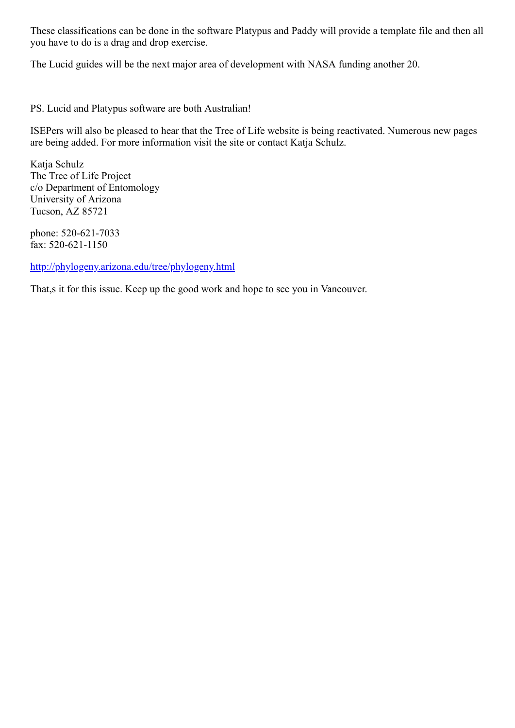These classifications can be done in the software Platypus and Paddy will provide a template file and then all you have to do is a drag and drop exercise.

The Lucid guides will be the next major area of development with NASA funding another 20.

PS. Lucid and Platypus software are both Australian!

ISEPers will also be pleased to hear that the Tree of Life website is being reactivated. Numerous new pages are being added. For more information visit the site or contact Katja Schulz.

Katja Schulz  
The Tree of Life Project  
c/o Department of Entomology  
University of Arizona  
Tucson, AZ 85721

phone: 520-621-7033  
fax: 520-621-1150

http://phylogeny.arizona.edu/tree/phylogeny.html

That,s it for this issue. Keep up the good work and hope to see you in Vancouver.